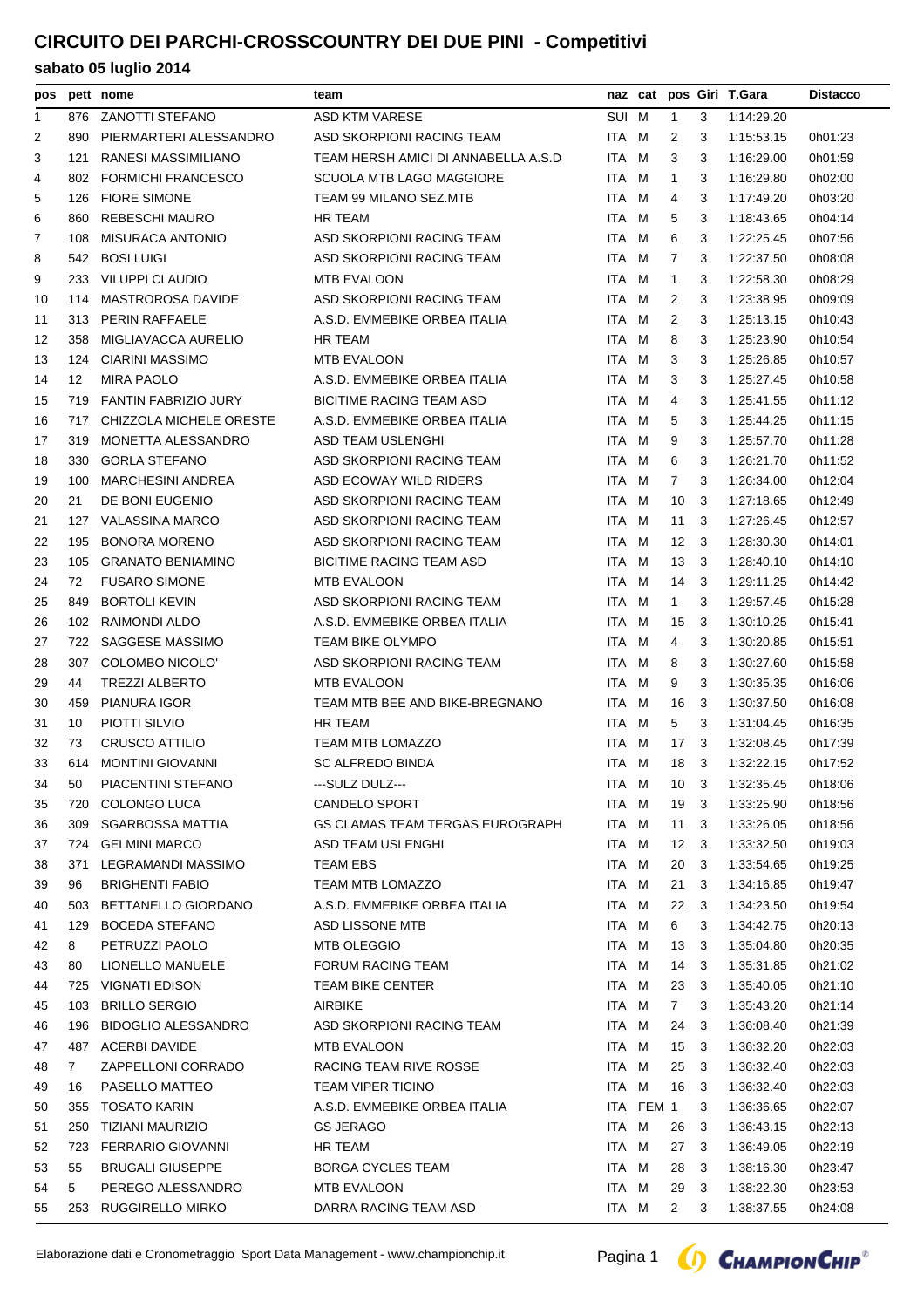# CIRCUITO DEI PARCHI-CROSSCOUNTRY DEI DUE PINI - Competitivi

## sabato 05 luglio 2014

| pos | pett | nome | team | naz | cat | pos | Giri | T.Gara | Distacco |
|---|---|---|---|---|---|---|---|---|---|
| 1 | 876 | ZANOTTI STEFANO | ASD KTM VARESE | SUI | M | 1 | 3 | 1:14:29.20 | |
| 2 | 890 | PIERMARTERI ALESSANDRO | ASD SKORPIONI RACING TEAM | ITA | M | 2 | 3 | 1:15:53.15 | 0h01:23 |
| 3 | 121 | RANESI MASSIMILIANO | TEAM HERSH AMICI DI ANNABELLA A.S.D | ITA | M | 3 | 3 | 1:16:29.00 | 0h01:59 |
| 4 | 802 | FORMICHI FRANCESCO | SCUOLA MTB LAGO MAGGIORE | ITA | M | 1 | 3 | 1:16:29.80 | 0h02:00 |
| 5 | 126 | FIORE SIMONE | TEAM 99 MILANO SEZ.MTB | ITA | M | 4 | 3 | 1:17:49.20 | 0h03:20 |
| 6 | 860 | REBESCHI MAURO | HR TEAM | ITA | M | 5 | 3 | 1:18:43.65 | 0h04:14 |
| 7 | 108 | MISURACA ANTONIO | ASD SKORPIONI RACING TEAM | ITA | M | 6 | 3 | 1:22:25.45 | 0h07:56 |
| 8 | 542 | BOSI LUIGI | ASD SKORPIONI RACING TEAM | ITA | M | 7 | 3 | 1:22:37.50 | 0h08:08 |
| 9 | 233 | VILUPPI CLAUDIO | MTB EVALOON | ITA | M | 1 | 3 | 1:22:58.30 | 0h08:29 |
| 10 | 114 | MASTROROSA DAVIDE | ASD SKORPIONI RACING TEAM | ITA | M | 2 | 3 | 1:23:38.95 | 0h09:09 |
| 11 | 313 | PERIN RAFFAELE | A.S.D. EMMEBIKE ORBEA ITALIA | ITA | M | 2 | 3 | 1:25:13.15 | 0h10:43 |
| 12 | 358 | MIGLIAVACCA AURELIO | HR TEAM | ITA | M | 8 | 3 | 1:25:23.90 | 0h10:54 |
| 13 | 124 | CIARINI MASSIMO | MTB EVALOON | ITA | M | 3 | 3 | 1:25:26.85 | 0h10:57 |
| 14 | 12 | MIRA PAOLO | A.S.D. EMMEBIKE ORBEA ITALIA | ITA | M | 3 | 3 | 1:25:27.45 | 0h10:58 |
| 15 | 719 | FANTIN FABRIZIO JURY | BICITIME RACING TEAM ASD | ITA | M | 4 | 3 | 1:25:41.55 | 0h11:12 |
| 16 | 717 | CHIZZOLA MICHELE ORESTE | A.S.D. EMMEBIKE ORBEA ITALIA | ITA | M | 5 | 3 | 1:25:44.25 | 0h11:15 |
| 17 | 319 | MONETTA ALESSANDRO | ASD TEAM USLENGHI | ITA | M | 9 | 3 | 1:25:57.70 | 0h11:28 |
| 18 | 330 | GORLA STEFANO | ASD SKORPIONI RACING TEAM | ITA | M | 6 | 3 | 1:26:21.70 | 0h11:52 |
| 19 | 100 | MARCHESINI ANDREA | ASD ECOWAY WILD RIDERS | ITA | M | 7 | 3 | 1:26:34.00 | 0h12:04 |
| 20 | 21 | DE BONI EUGENIO | ASD SKORPIONI RACING TEAM | ITA | M | 10 | 3 | 1:27:18.65 | 0h12:49 |
| 21 | 127 | VALASSINA MARCO | ASD SKORPIONI RACING TEAM | ITA | M | 11 | 3 | 1:27:26.45 | 0h12:57 |
| 22 | 195 | BONORA MORENO | ASD SKORPIONI RACING TEAM | ITA | M | 12 | 3 | 1:28:30.30 | 0h14:01 |
| 23 | 105 | GRANATO BENIAMINO | BICITIME RACING TEAM ASD | ITA | M | 13 | 3 | 1:28:40.10 | 0h14:10 |
| 24 | 72 | FUSARO SIMONE | MTB EVALOON | ITA | M | 14 | 3 | 1:29:11.25 | 0h14:42 |
| 25 | 849 | BORTOLI KEVIN | ASD SKORPIONI RACING TEAM | ITA | M | 1 | 3 | 1:29:57.45 | 0h15:28 |
| 26 | 102 | RAIMONDI ALDO | A.S.D. EMMEBIKE ORBEA ITALIA | ITA | M | 15 | 3 | 1:30:10.25 | 0h15:41 |
| 27 | 722 | SAGGESE MASSIMO | TEAM BIKE OLYMPO | ITA | M | 4 | 3 | 1:30:20.85 | 0h15:51 |
| 28 | 307 | COLOMBO NICOLO' | ASD SKORPIONI RACING TEAM | ITA | M | 8 | 3 | 1:30:27.60 | 0h15:58 |
| 29 | 44 | TREZZI ALBERTO | MTB EVALOON | ITA | M | 9 | 3 | 1:30:35.35 | 0h16:06 |
| 30 | 459 | PIANURA IGOR | TEAM MTB BEE AND BIKE-BREGNANO | ITA | M | 16 | 3 | 1:30:37.50 | 0h16:08 |
| 31 | 10 | PIOTTI SILVIO | HR TEAM | ITA | M | 5 | 3 | 1:31:04.45 | 0h16:35 |
| 32 | 73 | CRUSCO ATTILIO | TEAM MTB LOMAZZO | ITA | M | 17 | 3 | 1:32:08.45 | 0h17:39 |
| 33 | 614 | MONTINI GIOVANNI | SC ALFREDO BINDA | ITA | M | 18 | 3 | 1:32:22.15 | 0h17:52 |
| 34 | 50 | PIACENTINI STEFANO | ---SULZ DULZ--- | ITA | M | 10 | 3 | 1:32:35.45 | 0h18:06 |
| 35 | 720 | COLONGO LUCA | CANDELO SPORT | ITA | M | 19 | 3 | 1:33:25.90 | 0h18:56 |
| 36 | 309 | SGARBOSSA MATTIA | GS CLAMAS TEAM TERGAS EUROGRAPH | ITA | M | 11 | 3 | 1:33:26.05 | 0h18:56 |
| 37 | 724 | GELMINI MARCO | ASD TEAM USLENGHI | ITA | M | 12 | 3 | 1:33:32.50 | 0h19:03 |
| 38 | 371 | LEGRAMANDI MASSIMO | TEAM EBS | ITA | M | 20 | 3 | 1:33:54.65 | 0h19:25 |
| 39 | 96 | BRIGHENTI FABIO | TEAM MTB LOMAZZO | ITA | M | 21 | 3 | 1:34:16.85 | 0h19:47 |
| 40 | 503 | BETTANELLO GIORDANO | A.S.D. EMMEBIKE ORBEA ITALIA | ITA | M | 22 | 3 | 1:34:23.50 | 0h19:54 |
| 41 | 129 | BOCEDA STEFANO | ASD LISSONE MTB | ITA | M | 6 | 3 | 1:34:42.75 | 0h20:13 |
| 42 | 8 | PETRUZZI PAOLO | MTB OLEGGIO | ITA | M | 13 | 3 | 1:35:04.80 | 0h20:35 |
| 43 | 80 | LIONELLO MANUELE | FORUM RACING TEAM | ITA | M | 14 | 3 | 1:35:31.85 | 0h21:02 |
| 44 | 725 | VIGNATI EDISON | TEAM BIKE CENTER | ITA | M | 23 | 3 | 1:35:40.05 | 0h21:10 |
| 45 | 103 | BRILLO SERGIO | AIRBIKE | ITA | M | 7 | 3 | 1:35:43.20 | 0h21:14 |
| 46 | 196 | BIDOGLIO ALESSANDRO | ASD SKORPIONI RACING TEAM | ITA | M | 24 | 3 | 1:36:08.40 | 0h21:39 |
| 47 | 487 | ACERBI DAVIDE | MTB EVALOON | ITA | M | 15 | 3 | 1:36:32.20 | 0h22:03 |
| 48 | 7 | ZAPPELLONI CORRADO | RACING TEAM RIVE ROSSE | ITA | M | 25 | 3 | 1:36:32.40 | 0h22:03 |
| 49 | 16 | PASELLO MATTEO | TEAM VIPER TICINO | ITA | M | 16 | 3 | 1:36:32.40 | 0h22:03 |
| 50 | 355 | TOSATO KARIN | A.S.D. EMMEBIKE ORBEA ITALIA | ITA | FEM | 1 | 3 | 1:36:36.65 | 0h22:07 |
| 51 | 250 | TIZIANI MAURIZIO | GS JERAGO | ITA | M | 26 | 3 | 1:36:43.15 | 0h22:13 |
| 52 | 723 | FERRARIO GIOVANNI | HR TEAM | ITA | M | 27 | 3 | 1:36:49.05 | 0h22:19 |
| 53 | 55 | BRUGALI GIUSEPPE | BORGA CYCLES TEAM | ITA | M | 28 | 3 | 1:38:16.30 | 0h23:47 |
| 54 | 5 | PEREGO ALESSANDRO | MTB EVALOON | ITA | M | 29 | 3 | 1:38:22.30 | 0h23:53 |
| 55 | 253 | RUGGIRELLO MIRKO | DARRA RACING TEAM ASD | ITA | M | 2 | 3 | 1:38:37.55 | 0h24:08 |

Elaborazione dati e Cronometraggio Sport Data Management - www.championchip.it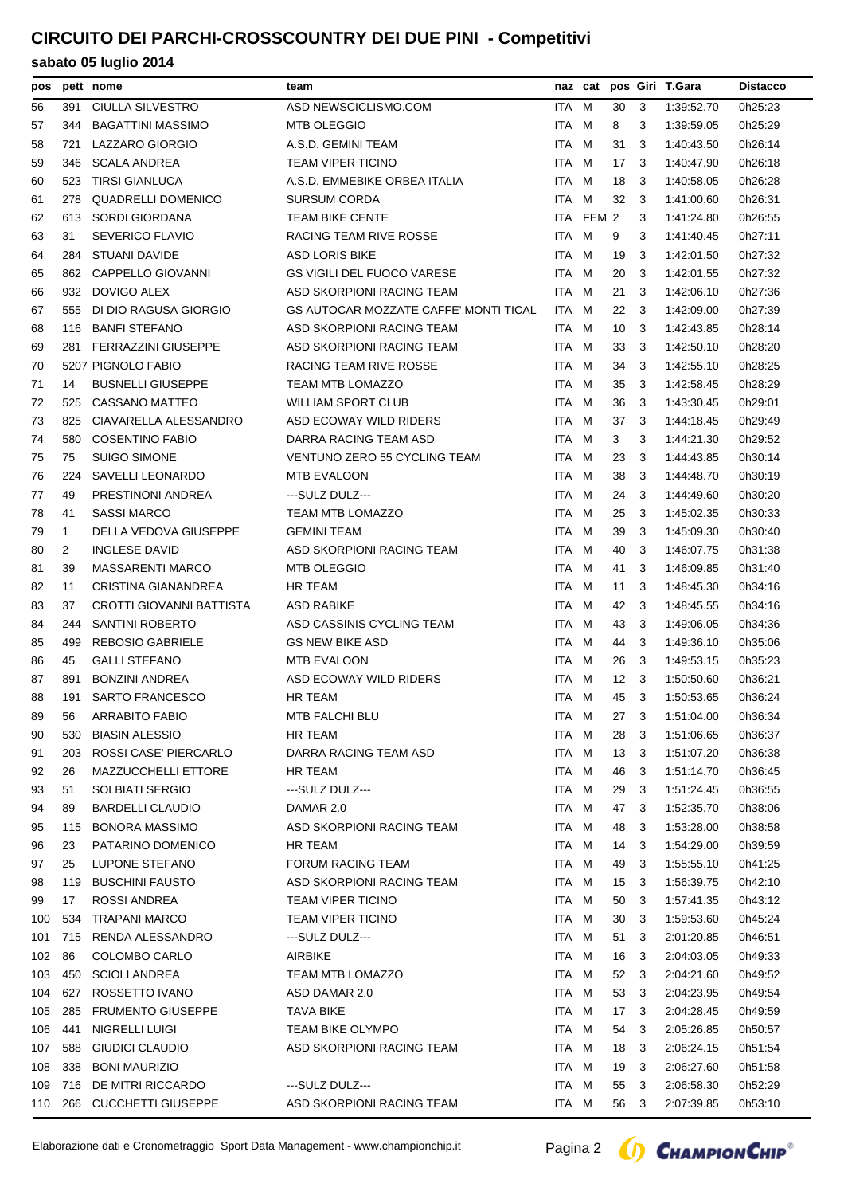# CIRCUITO DEI PARCHI-CROSSCOUNTRY DEI DUE PINI - Competitivi

## sabato 05 luglio 2014

| pos | pett | nome | team | naz | cat | pos | Giri | T.Gara | Distacco |
|---|---|---|---|---|---|---|---|---|---|
| 56 | 391 | CIULLA SILVESTRO | ASD NEWSCICLISMO.COM | ITA | M | 30 | 3 | 1:39:52.70 | 0h25:23 |
| 57 | 344 | BAGATTINI MASSIMO | MTB OLEGGIO | ITA | M | 8 | 3 | 1:39:59.05 | 0h25:29 |
| 58 | 721 | LAZZARO GIORGIO | A.S.D. GEMINI TEAM | ITA | M | 31 | 3 | 1:40:43.50 | 0h26:14 |
| 59 | 346 | SCALA ANDREA | TEAM VIPER TICINO | ITA | M | 17 | 3 | 1:40:47.90 | 0h26:18 |
| 60 | 523 | TIRSI GIANLUCA | A.S.D. EMMEBIKE ORBEA ITALIA | ITA | M | 18 | 3 | 1:40:58.05 | 0h26:28 |
| 61 | 278 | QUADRELLI DOMENICO | SURSUM CORDA | ITA | M | 32 | 3 | 1:41:00.60 | 0h26:31 |
| 62 | 613 | SORDI GIORDANA | TEAM BIKE CENTE | ITA | FEM | 2 | 3 | 1:41:24.80 | 0h26:55 |
| 63 | 31 | SEVERICO FLAVIO | RACING TEAM RIVE ROSSE | ITA | M | 9 | 3 | 1:41:40.45 | 0h27:11 |
| 64 | 284 | STUANI DAVIDE | ASD LORIS BIKE | ITA | M | 19 | 3 | 1:42:01.50 | 0h27:32 |
| 65 | 862 | CAPPELLO GIOVANNI | GS VIGILI DEL FUOCO VARESE | ITA | M | 20 | 3 | 1:42:01.55 | 0h27:32 |
| 66 | 932 | DOVIGO ALEX | ASD SKORPIONI RACING TEAM | ITA | M | 21 | 3 | 1:42:06.10 | 0h27:36 |
| 67 | 555 | DI DIO RAGUSA GIORGIO | GS AUTOCAR MOZZATE CAFFE' MONTI TICAL | ITA | M | 22 | 3 | 1:42:09.00 | 0h27:39 |
| 68 | 116 | BANFI STEFANO | ASD SKORPIONI RACING TEAM | ITA | M | 10 | 3 | 1:42:43.85 | 0h28:14 |
| 69 | 281 | FERRAZZINI GIUSEPPE | ASD SKORPIONI RACING TEAM | ITA | M | 33 | 3 | 1:42:50.10 | 0h28:20 |
| 70 | 5207 | PIGNOLO FABIO | RACING TEAM RIVE ROSSE | ITA | M | 34 | 3 | 1:42:55.10 | 0h28:25 |
| 71 | 14 | BUSNELLI GIUSEPPE | TEAM MTB LOMAZZO | ITA | M | 35 | 3 | 1:42:58.45 | 0h28:29 |
| 72 | 525 | CASSANO MATTEO | WILLIAM SPORT CLUB | ITA | M | 36 | 3 | 1:43:30.45 | 0h29:01 |
| 73 | 825 | CIAVARELLA ALESSANDRO | ASD ECOWAY WILD RIDERS | ITA | M | 37 | 3 | 1:44:18.45 | 0h29:49 |
| 74 | 580 | COSENTINO FABIO | DARRA RACING TEAM ASD | ITA | M | 3 | 3 | 1:44:21.30 | 0h29:52 |
| 75 | 75 | SUIGO SIMONE | VENTUNO ZERO 55 CYCLING TEAM | ITA | M | 23 | 3 | 1:44:43.85 | 0h30:14 |
| 76 | 224 | SAVELLI LEONARDO | MTB EVALOON | ITA | M | 38 | 3 | 1:44:48.70 | 0h30:19 |
| 77 | 49 | PRESTINONI ANDREA | ---SULZ DULZ--- | ITA | M | 24 | 3 | 1:44:49.60 | 0h30:20 |
| 78 | 41 | SASSI MARCO | TEAM MTB LOMAZZO | ITA | M | 25 | 3 | 1:45:02.35 | 0h30:33 |
| 79 | 1 | DELLA VEDOVA GIUSEPPE | GEMINI TEAM | ITA | M | 39 | 3 | 1:45:09.30 | 0h30:40 |
| 80 | 2 | INGLESE DAVID | ASD SKORPIONI RACING TEAM | ITA | M | 40 | 3 | 1:46:07.75 | 0h31:38 |
| 81 | 39 | MASSARENTI MARCO | MTB OLEGGIO | ITA | M | 41 | 3 | 1:46:09.85 | 0h31:40 |
| 82 | 11 | CRISTINA GIANANDREA | HR TEAM | ITA | M | 11 | 3 | 1:48:45.30 | 0h34:16 |
| 83 | 37 | CROTTI GIOVANNI BATTISTA | ASD RABIKE | ITA | M | 42 | 3 | 1:48:45.55 | 0h34:16 |
| 84 | 244 | SANTINI ROBERTO | ASD CASSINIS CYCLING TEAM | ITA | M | 43 | 3 | 1:49:06.05 | 0h34:36 |
| 85 | 499 | REBOSIO GABRIELE | GS NEW BIKE ASD | ITA | M | 44 | 3 | 1:49:36.10 | 0h35:06 |
| 86 | 45 | GALLI STEFANO | MTB EVALOON | ITA | M | 26 | 3 | 1:49:53.15 | 0h35:23 |
| 87 | 891 | BONZINI ANDREA | ASD ECOWAY WILD RIDERS | ITA | M | 12 | 3 | 1:50:50.60 | 0h36:21 |
| 88 | 191 | SARTO FRANCESCO | HR TEAM | ITA | M | 45 | 3 | 1:50:53.65 | 0h36:24 |
| 89 | 56 | ARRABITO FABIO | MTB FALCHI BLU | ITA | M | 27 | 3 | 1:51:04.00 | 0h36:34 |
| 90 | 530 | BIASIN ALESSIO | HR TEAM | ITA | M | 28 | 3 | 1:51:06.65 | 0h36:37 |
| 91 | 203 | ROSSI CASE' PIERCARLO | DARRA RACING TEAM ASD | ITA | M | 13 | 3 | 1:51:07.20 | 0h36:38 |
| 92 | 26 | MAZZUCCHELLI ETTORE | HR TEAM | ITA | M | 46 | 3 | 1:51:14.70 | 0h36:45 |
| 93 | 51 | SOLBIATI SERGIO | ---SULZ DULZ--- | ITA | M | 29 | 3 | 1:51:24.45 | 0h36:55 |
| 94 | 89 | BARDELLI CLAUDIO | DAMAR 2.0 | ITA | M | 47 | 3 | 1:52:35.70 | 0h38:06 |
| 95 | 115 | BONORA MASSIMO | ASD SKORPIONI RACING TEAM | ITA | M | 48 | 3 | 1:53:28.00 | 0h38:58 |
| 96 | 23 | PATARINO DOMENICO | HR TEAM | ITA | M | 14 | 3 | 1:54:29.00 | 0h39:59 |
| 97 | 25 | LUPONE STEFANO | FORUM RACING TEAM | ITA | M | 49 | 3 | 1:55:55.10 | 0h41:25 |
| 98 | 119 | BUSCHINI FAUSTO | ASD SKORPIONI RACING TEAM | ITA | M | 15 | 3 | 1:56:39.75 | 0h42:10 |
| 99 | 17 | ROSSI ANDREA | TEAM VIPER TICINO | ITA | M | 50 | 3 | 1:57:41.35 | 0h43:12 |
| 100 | 534 | TRAPANI MARCO | TEAM VIPER TICINO | ITA | M | 30 | 3 | 1:59:53.60 | 0h45:24 |
| 101 | 715 | RENDA ALESSANDRO | ---SULZ DULZ--- | ITA | M | 51 | 3 | 2:01:20.85 | 0h46:51 |
| 102 | 86 | COLOMBO CARLO | AIRBIKE | ITA | M | 16 | 3 | 2:04:03.05 | 0h49:33 |
| 103 | 450 | SCIOLI ANDREA | TEAM MTB LOMAZZO | ITA | M | 52 | 3 | 2:04:21.60 | 0h49:52 |
| 104 | 627 | ROSSETTO IVANO | ASD DAMAR 2.0 | ITA | M | 53 | 3 | 2:04:23.95 | 0h49:54 |
| 105 | 285 | FRUMENTO GIUSEPPE | TAVA BIKE | ITA | M | 17 | 3 | 2:04:28.45 | 0h49:59 |
| 106 | 441 | NIGRELLI LUIGI | TEAM BIKE OLYMPO | ITA | M | 54 | 3 | 2:05:26.85 | 0h50:57 |
| 107 | 588 | GIUDICI CLAUDIO | ASD SKORPIONI RACING TEAM | ITA | M | 18 | 3 | 2:06:24.15 | 0h51:54 |
| 108 | 338 | BONI MAURIZIO | | ITA | M | 19 | 3 | 2:06:27.60 | 0h51:58 |
| 109 | 716 | DE MITRI RICCARDO | ---SULZ DULZ--- | ITA | M | 55 | 3 | 2:06:58.30 | 0h52:29 |
| 110 | 266 | CUCCHETTI GIUSEPPE | ASD SKORPIONI RACING TEAM | ITA | M | 56 | 3 | 2:07:39.85 | 0h53:10 |

Elaborazione dati e Cronometraggio Sport Data Management - www.championchip.it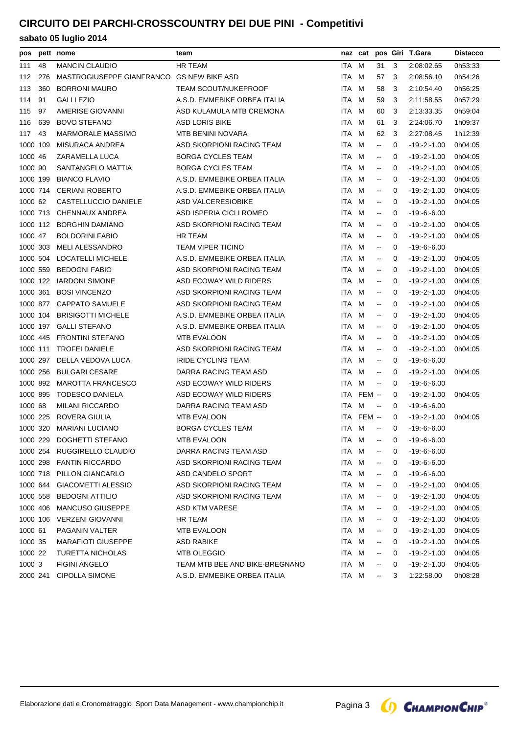# CIRCUITO DEI PARCHI-CROSSCOUNTRY DEI DUE PINI - Competitivi

## sabato 05 luglio 2014

| pos | pett | nome | team | naz | cat | pos | Giri | T.Gara | Distacco |
|---|---|---|---|---|---|---|---|---|---|
| 111 | 48 | MANCIN CLAUDIO | HR TEAM | ITA | M | 31 | 3 | 2:08:02.65 | 0h53:33 |
| 112 | 276 | MASTROGIUSEPPE GIANFRANCO | GS NEW BIKE ASD | ITA | M | 57 | 3 | 2:08:56.10 | 0h54:26 |
| 113 | 360 | BORRONI MAURO | TEAM SCOUT/NUKEPROOF | ITA | M | 58 | 3 | 2:10:54.40 | 0h56:25 |
| 114 | 91 | GALLI EZIO | A.S.D. EMMEBIKE ORBEA ITALIA | ITA | M | 59 | 3 | 2:11:58.55 | 0h57:29 |
| 115 | 97 | AMERISE GIOVANNI | ASD KULAMULA MTB CREMONA | ITA | M | 60 | 3 | 2:13:33.35 | 0h59:04 |
| 116 | 639 | BOVO STEFANO | ASD LORIS BIKE | ITA | M | 61 | 3 | 2:24:06.70 | 1h09:37 |
| 117 | 43 | MARMORALE MASSIMO | MTB BENINI NOVARA | ITA | M | 62 | 3 | 2:27:08.45 | 1h12:39 |
| 1000 | 109 | MISURACA ANDREA | ASD SKORPIONI RACING TEAM | ITA | M | -- | 0 | -19:-2:-1.00 | 0h04:05 |
| 1000 | 46 | ZARAMELLA LUCA | BORGA CYCLES TEAM | ITA | M | -- | 0 | -19:-2:-1.00 | 0h04:05 |
| 1000 | 90 | SANTANGELO MATTIA | BORGA CYCLES TEAM | ITA | M | -- | 0 | -19:-2:-1.00 | 0h04:05 |
| 1000 | 199 | BIANCO FLAVIO | A.S.D. EMMEBIKE ORBEA ITALIA | ITA | M | -- | 0 | -19:-2:-1.00 | 0h04:05 |
| 1000 | 714 | CERIANI ROBERTO | A.S.D. EMMEBIKE ORBEA ITALIA | ITA | M | -- | 0 | -19:-2:-1.00 | 0h04:05 |
| 1000 | 62 | CASTELLUCCIO DANIELE | ASD VALCERESIOBIKE | ITA | M | -- | 0 | -19:-2:-1.00 | 0h04:05 |
| 1000 | 713 | CHENNAUX ANDREA | ASD ISPERIA CICLI ROMEO | ITA | M | -- | 0 | -19:-6:-6.00 | |
| 1000 | 112 | BORGHIN DAMIANO | ASD SKORPIONI RACING TEAM | ITA | M | -- | 0 | -19:-2:-1.00 | 0h04:05 |
| 1000 | 47 | BOLDORINI FABIO | HR TEAM | ITA | M | -- | 0 | -19:-2:-1.00 | 0h04:05 |
| 1000 | 303 | MELI ALESSANDRO | TEAM VIPER TICINO | ITA | M | -- | 0 | -19:-6:-6.00 | |
| 1000 | 504 | LOCATELLI MICHELE | A.S.D. EMMEBIKE ORBEA ITALIA | ITA | M | -- | 0 | -19:-2:-1.00 | 0h04:05 |
| 1000 | 559 | BEDOGNI FABIO | ASD SKORPIONI RACING TEAM | ITA | M | -- | 0 | -19:-2:-1.00 | 0h04:05 |
| 1000 | 122 | IARDONI SIMONE | ASD ECOWAY WILD RIDERS | ITA | M | -- | 0 | -19:-2:-1.00 | 0h04:05 |
| 1000 | 361 | BOSI VINCENZO | ASD SKORPIONI RACING TEAM | ITA | M | -- | 0 | -19:-2:-1.00 | 0h04:05 |
| 1000 | 877 | CAPPATO SAMUELE | ASD SKORPIONI RACING TEAM | ITA | M | -- | 0 | -19:-2:-1.00 | 0h04:05 |
| 1000 | 104 | BRISIGOTTI MICHELE | A.S.D. EMMEBIKE ORBEA ITALIA | ITA | M | -- | 0 | -19:-2:-1.00 | 0h04:05 |
| 1000 | 197 | GALLI STEFANO | A.S.D. EMMEBIKE ORBEA ITALIA | ITA | M | -- | 0 | -19:-2:-1.00 | 0h04:05 |
| 1000 | 445 | FRONTINI STEFANO | MTB EVALOON | ITA | M | -- | 0 | -19:-2:-1.00 | 0h04:05 |
| 1000 | 111 | TROFEI DANIELE | ASD SKORPIONI RACING TEAM | ITA | M | -- | 0 | -19:-2:-1.00 | 0h04:05 |
| 1000 | 297 | DELLA VEDOVA LUCA | IRIDE CYCLING TEAM | ITA | M | -- | 0 | -19:-6:-6.00 | |
| 1000 | 256 | BULGARI CESARE | DARRA RACING TEAM ASD | ITA | M | -- | 0 | -19:-2:-1.00 | 0h04:05 |
| 1000 | 892 | MAROTTA FRANCESCO | ASD ECOWAY WILD RIDERS | ITA | M | -- | 0 | -19:-6:-6.00 | |
| 1000 | 895 | TODESCO DANIELA | ASD ECOWAY WILD RIDERS | ITA | FEM | -- | 0 | -19:-2:-1.00 | 0h04:05 |
| 1000 | 68 | MILANI RICCARDO | DARRA RACING TEAM ASD | ITA | M | -- | 0 | -19:-6:-6.00 | |
| 1000 | 225 | ROVERA GIULIA | MTB EVALOON | ITA | FEM | -- | 0 | -19:-2:-1.00 | 0h04:05 |
| 1000 | 320 | MARIANI LUCIANO | BORGA CYCLES TEAM | ITA | M | -- | 0 | -19:-6:-6.00 | |
| 1000 | 229 | DOGHETTI STEFANO | MTB EVALOON | ITA | M | -- | 0 | -19:-6:-6.00 | |
| 1000 | 254 | RUGGIRELLO CLAUDIO | DARRA RACING TEAM ASD | ITA | M | -- | 0 | -19:-6:-6.00 | |
| 1000 | 298 | FANTIN RICCARDO | ASD SKORPIONI RACING TEAM | ITA | M | -- | 0 | -19:-6:-6.00 | |
| 1000 | 718 | PILLON GIANCARLO | ASD CANDELO SPORT | ITA | M | -- | 0 | -19:-6:-6.00 | |
| 1000 | 644 | GIACOMETTI ALESSIO | ASD SKORPIONI RACING TEAM | ITA | M | -- | 0 | -19:-2:-1.00 | 0h04:05 |
| 1000 | 558 | BEDOGNI ATTILIO | ASD SKORPIONI RACING TEAM | ITA | M | -- | 0 | -19:-2:-1.00 | 0h04:05 |
| 1000 | 406 | MANCUSO GIUSEPPE | ASD KTM VARESE | ITA | M | -- | 0 | -19:-2:-1.00 | 0h04:05 |
| 1000 | 106 | VERZENI GIOVANNI | HR TEAM | ITA | M | -- | 0 | -19:-2:-1.00 | 0h04:05 |
| 1000 | 61 | PAGANIN VALTER | MTB EVALOON | ITA | M | -- | 0 | -19:-2:-1.00 | 0h04:05 |
| 1000 | 35 | MARAFIOTI GIUSEPPE | ASD RABIKE | ITA | M | -- | 0 | -19:-2:-1.00 | 0h04:05 |
| 1000 | 22 | TURETTA NICHOLAS | MTB OLEGGIO | ITA | M | -- | 0 | -19:-2:-1.00 | 0h04:05 |
| 1000 | 3 | FIGINI ANGELO | TEAM MTB BEE AND BIKE-BREGNANO | ITA | M | -- | 0 | -19:-2:-1.00 | 0h04:05 |
| 2000 | 241 | CIPOLLA SIMONE | A.S.D. EMMEBIKE ORBEA ITALIA | ITA | M | -- | 3 | 1:22:58.00 | 0h08:28 |

Elaborazione dati e Cronometraggio Sport Data Management - www.championchip.it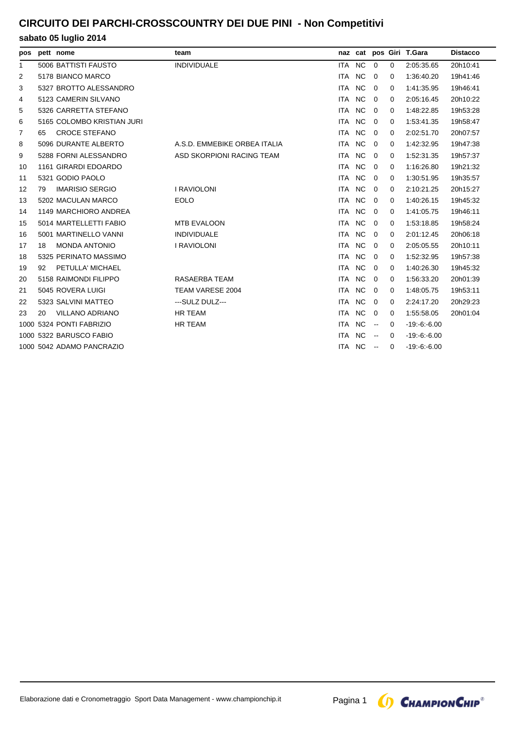# CIRCUITO DEI PARCHI-CROSSCOUNTRY DEI DUE PINI - Non Competitivi

## sabato 05 luglio 2014

| pos | pett | nome | team | naz | cat | pos | Giri | T.Gara | Distacco |
|---|---|---|---|---|---|---|---|---|---|
| 1 | 5006 | BATTISTI FAUSTO | INDIVIDUALE | ITA | NC | 0 | 0 | 2:05:35.65 | 20h10:41 |
| 2 | 5178 | BIANCO MARCO | | ITA | NC | 0 | 0 | 1:36:40.20 | 19h41:46 |
| 3 | 5327 | BROTTO ALESSANDRO | | ITA | NC | 0 | 0 | 1:41:35.95 | 19h46:41 |
| 4 | 5123 | CAMERIN SILVANO | | ITA | NC | 0 | 0 | 2:05:16.45 | 20h10:22 |
| 5 | 5326 | CARRETTA STEFANO | | ITA | NC | 0 | 0 | 1:48:22.85 | 19h53:28 |
| 6 | 5165 | COLOMBO KRISTIAN JURI | | ITA | NC | 0 | 0 | 1:53:41.35 | 19h58:47 |
| 7 | 65 | CROCE STEFANO | | ITA | NC | 0 | 0 | 2:02:51.70 | 20h07:57 |
| 8 | 5096 | DURANTE ALBERTO | A.S.D. EMMEBIKE ORBEA ITALIA | ITA | NC | 0 | 0 | 1:42:32.95 | 19h47:38 |
| 9 | 5288 | FORNI ALESSANDRO | ASD SKORPIONI RACING TEAM | ITA | NC | 0 | 0 | 1:52:31.35 | 19h57:37 |
| 10 | 1161 | GIRARDI EDOARDO | | ITA | NC | 0 | 0 | 1:16:26.80 | 19h21:32 |
| 11 | 5321 | GODIO PAOLO | | ITA | NC | 0 | 0 | 1:30:51.95 | 19h35:57 |
| 12 | 79 | IMARISIO SERGIO | I RAVIOLONI | ITA | NC | 0 | 0 | 2:10:21.25 | 20h15:27 |
| 13 | 5202 | MACULAN MARCO | EOLO | ITA | NC | 0 | 0 | 1:40:26.15 | 19h45:32 |
| 14 | 1149 | MARCHIORO ANDREA | | ITA | NC | 0 | 0 | 1:41:05.75 | 19h46:11 |
| 15 | 5014 | MARTELLETTI FABIO | MTB EVALOON | ITA | NC | 0 | 0 | 1:53:18.85 | 19h58:24 |
| 16 | 5001 | MARTINELLO VANNI | INDIVIDUALE | ITA | NC | 0 | 0 | 2:01:12.45 | 20h06:18 |
| 17 | 18 | MONDA ANTONIO | I RAVIOLONI | ITA | NC | 0 | 0 | 2:05:05.55 | 20h10:11 |
| 18 | 5325 | PERINATO MASSIMO | | ITA | NC | 0 | 0 | 1:52:32.95 | 19h57:38 |
| 19 | 92 | PETULLA' MICHAEL | | ITA | NC | 0 | 0 | 1:40:26.30 | 19h45:32 |
| 20 | 5158 | RAIMONDI FILIPPO | RASAERBA TEAM | ITA | NC | 0 | 0 | 1:56:33.20 | 20h01:39 |
| 21 | 5045 | ROVERA LUIGI | TEAM VARESE 2004 | ITA | NC | 0 | 0 | 1:48:05.75 | 19h53:11 |
| 22 | 5323 | SALVINI MATTEO | ---SULZ DULZ--- | ITA | NC | 0 | 0 | 2:24:17.20 | 20h29:23 |
| 23 | 20 | VILLANO ADRIANO | HR TEAM | ITA | NC | 0 | 0 | 1:55:58.05 | 20h01:04 |
| 1000 | 5324 | PONTI FABRIZIO | HR TEAM | ITA | NC | -- | 0 | -19:-6:-6.00 | |
| 1000 | 5322 | BARUSCO FABIO | | ITA | NC | -- | 0 | -19:-6:-6.00 | |
| 1000 | 5042 | ADAMO PANCRAZIO | | ITA | NC | -- | 0 | -19:-6:-6.00 | |

Elaborazione dati e Cronometraggio Sport Data Management - www.championchip.it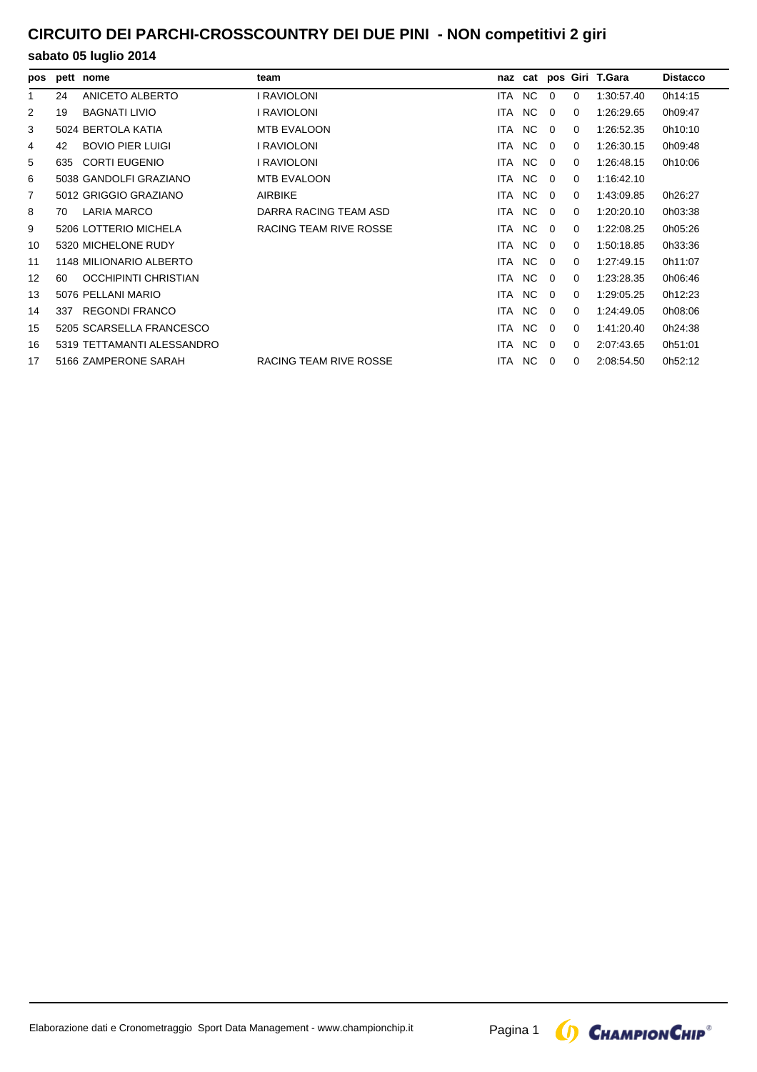# CIRCUITO DEI PARCHI-CROSSCOUNTRY DEI DUE PINI - NON competitivi 2 giri

## sabato 05 luglio 2014

| pos | pett | nome | team | naz | cat | pos | Giri | T.Gara | Distacco |
|---|---|---|---|---|---|---|---|---|---|
| 1 | 24 | ANICETO ALBERTO | I RAVIOLONI | ITA | NC | 0 | 0 | 1:30:57.40 | 0h14:15 |
| 2 | 19 | BAGNATI LIVIO | I RAVIOLONI | ITA | NC | 0 | 0 | 1:26:29.65 | 0h09:47 |
| 3 | 5024 | BERTOLA KATIA | MTB EVALOON | ITA | NC | 0 | 0 | 1:26:52.35 | 0h10:10 |
| 4 | 42 | BOVIO PIER LUIGI | I RAVIOLONI | ITA | NC | 0 | 0 | 1:26:30.15 | 0h09:48 |
| 5 | 635 | CORTI EUGENIO | I RAVIOLONI | ITA | NC | 0 | 0 | 1:26:48.15 | 0h10:06 |
| 6 | 5038 | GANDOLFI GRAZIANO | MTB EVALOON | ITA | NC | 0 | 0 | 1:16:42.10 | |
| 7 | 5012 | GRIGGIO GRAZIANO | AIRBIKE | ITA | NC | 0 | 0 | 1:43:09.85 | 0h26:27 |
| 8 | 70 | LARIA MARCO | DARRA RACING TEAM ASD | ITA | NC | 0 | 0 | 1:20:20.10 | 0h03:38 |
| 9 | 5206 | LOTTERIO MICHELA | RACING TEAM RIVE ROSSE | ITA | NC | 0 | 0 | 1:22:08.25 | 0h05:26 |
| 10 | 5320 | MICHELONE RUDY | | ITA | NC | 0 | 0 | 1:50:18.85 | 0h33:36 |
| 11 | 1148 | MILIONARIO ALBERTO | | ITA | NC | 0 | 0 | 1:27:49.15 | 0h11:07 |
| 12 | 60 | OCCHIPINTI CHRISTIAN | | ITA | NC | 0 | 0 | 1:23:28.35 | 0h06:46 |
| 13 | 5076 | PELLANI MARIO | | ITA | NC | 0 | 0 | 1:29:05.25 | 0h12:23 |
| 14 | 337 | REGONDI FRANCO | | ITA | NC | 0 | 0 | 1:24:49.05 | 0h08:06 |
| 15 | 5205 | SCARSELLA FRANCESCO | | ITA | NC | 0 | 0 | 1:41:20.40 | 0h24:38 |
| 16 | 5319 | TETTAMANTI ALESSANDRO | | ITA | NC | 0 | 0 | 2:07:43.65 | 0h51:01 |
| 17 | 5166 | ZAMPERONE SARAH | RACING TEAM RIVE ROSSE | ITA | NC | 0 | 0 | 2:08:54.50 | 0h52:12 |

Elaborazione dati e Cronometraggio Sport Data Management - www.championchip.it